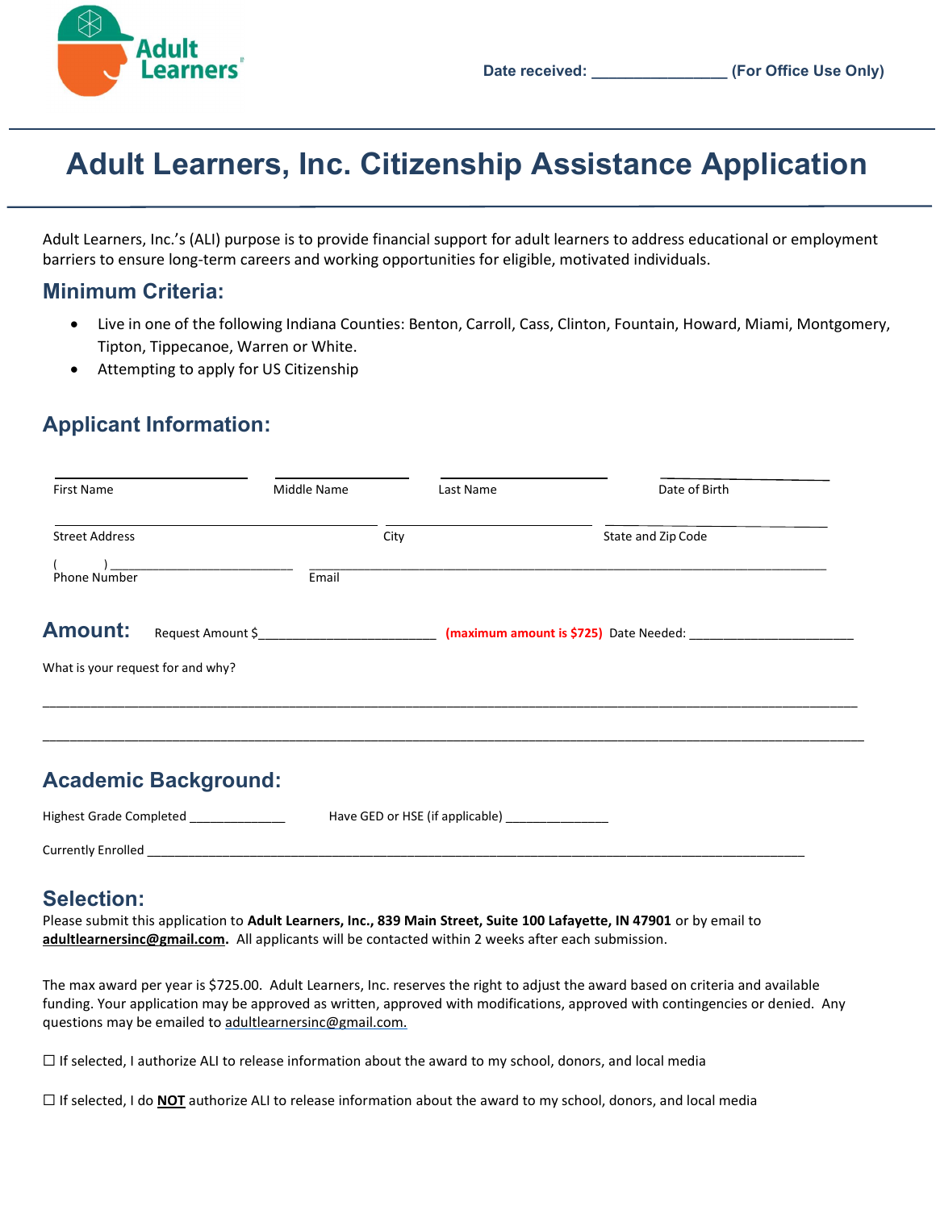Date received: _______________ (For Office Use Only)

# Adult Learners, Inc. Citizenship Assistance Application

Adult Learners, Inc.'s (ALI) purpose is to provide financial support for adult learners to address educational or employment barriers to ensure long-term careers and working opportunities for eligible, motivated individuals.

## Minimum Criteria:

- Live in one of the following Indiana Counties: Benton, Carroll, Cass, Clinton, Fountain, Howard, Miami, Montgomery, Tipton, Tippecanoe, Warren or White.
- Attempting to apply for US Citizenship

## Applicant Information:

| First Name | Middle Name | Last Name | Date of Birth |
|---|---|---|---|
| | | | |

| Street Address | City | State and Zip Code |
|---|---|---|
| | | |

( ) _________________________ Phone Number

_________________________ Email

## Amount:

Request Amount $_______________________ **(maximum amount is $725)** Date Needed: _______________________

What is your request for and why?

______________________________________________________________________________________________

______________________________________________________________________________________________

## Academic Background:

Highest Grade Completed _____________ Have GED or HSE (if applicable) ______________

Currently Enrolled ____________________________________________________________________________

## Selection:

Please submit this application to **Adult Learners, Inc., 839 Main Street, Suite 100 Lafayette, IN 47901** or by email to **adultlearnersinc@gmail.com.** All applicants will be contacted within 2 weeks after each submission.

The max award per year is $725.00. Adult Learners, Inc. reserves the right to adjust the award based on criteria and available funding. Your application may be approved as written, approved with modifications, approved with contingencies or denied. Any questions may be emailed to adultlearnersinc@gmail.com.

☐ If selected, I authorize ALI to release information about the award to my school, donors, and local media

☐ If selected, I do **NOT** authorize ALI to release information about the award to my school, donors, and local media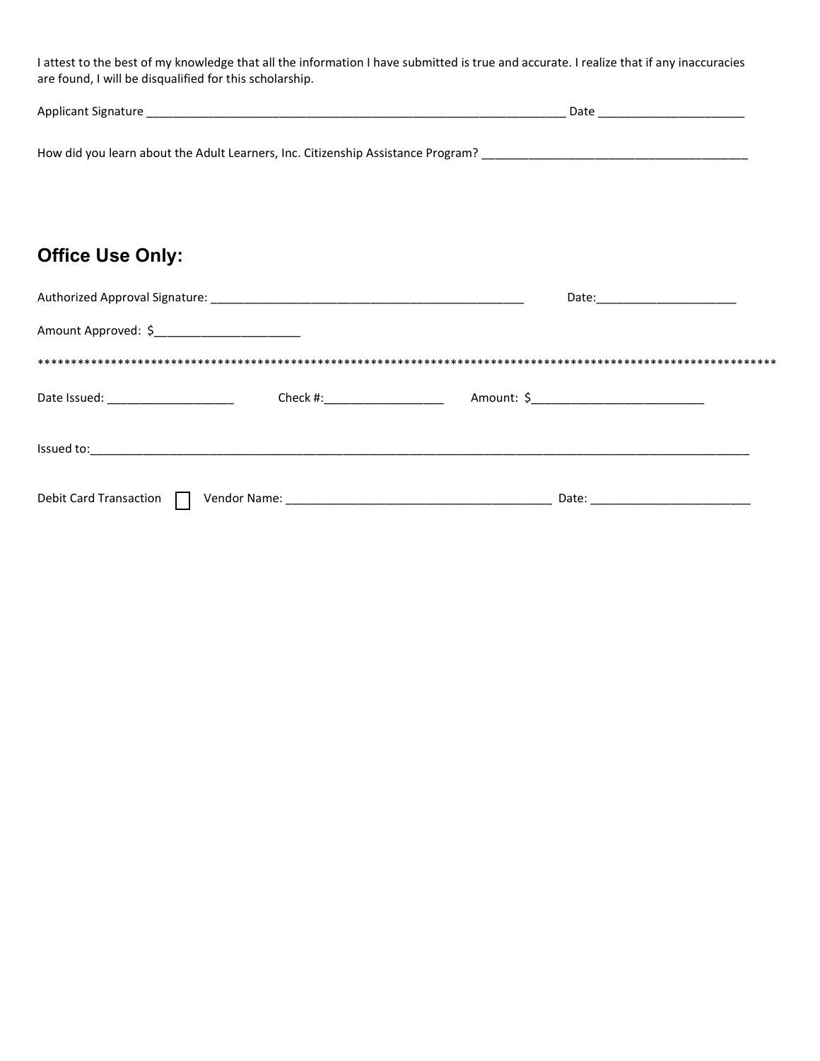I attest to the best of my knowledge that all the information I have submitted is true and accurate. I realize that if any inaccuracies are found, I will be disqualified for this scholarship.

Applicant Signature _________________________________________________________________ Date ______________________

How did you learn about the Adult Learners, Inc. Citizenship Assistance Program? __________________________________________

## Office Use Only:

Authorized Approval Signature: ________________________________________________ Date:_____________________

Amount Approved: $______________________

**************************************************************************************************************

Date Issued: ___________________ Check #:__________________ Amount: $__________________________

Issued to:_____________________________________________________________________________________________

Debit Card Transaction ☐ Vendor Name: ________________________________________ Date: ________________________